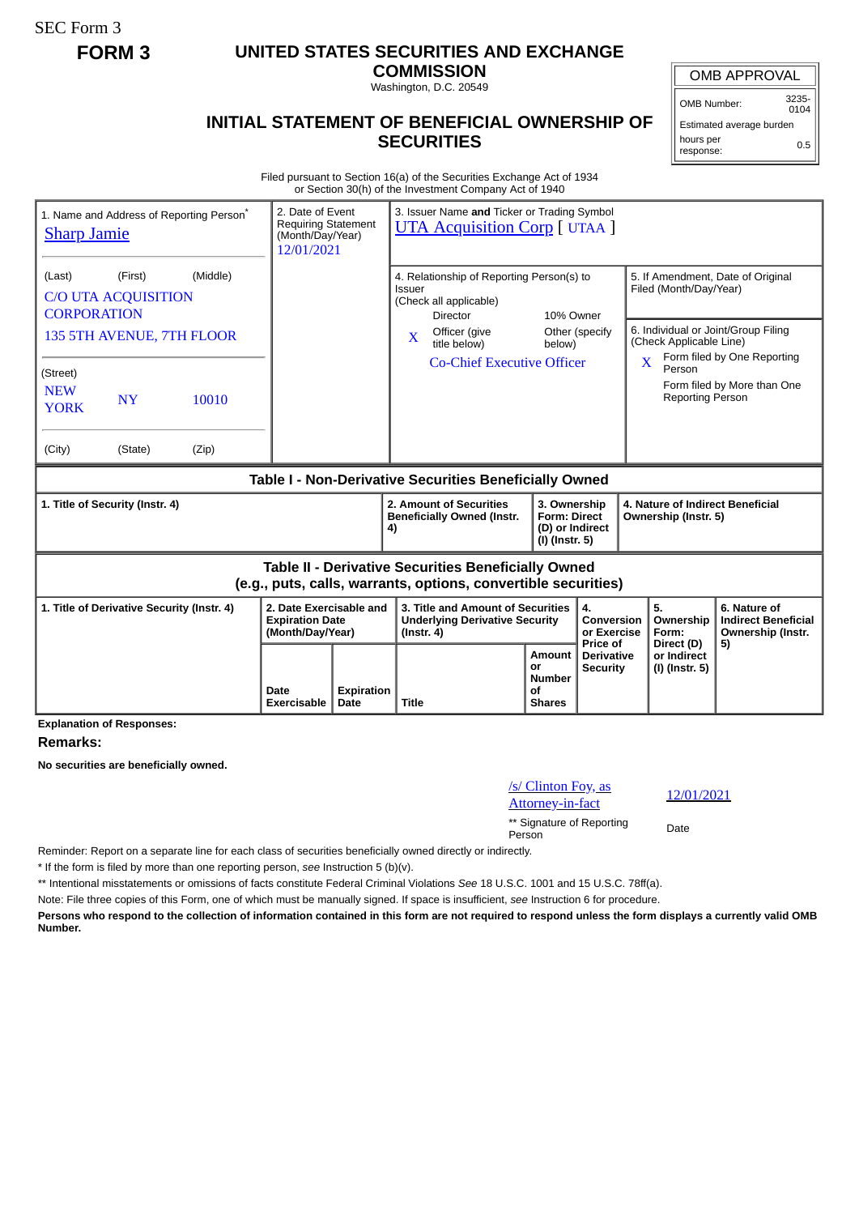SEC Form 3

**FORM 3**

# UNITED STATES SECURITIES AND EXCHANGE COMMISSION

Washington, D.C. 20549

## INITIAL STATEMENT OF BENEFICIAL OWNERSHIP OF SECURITIES

| OMB APPROVAL | |
|---|---|
| OMB Number: | 3235-0104 |
| Estimated average burden | |
| hours per response: | 0.5 |

Filed pursuant to Section 16(a) of the Securities Exchange Act of 1934
or Section 30(h) of the Investment Company Act of 1940

| 1. Name and Address of Reporting Person* | 2. Date of Event Requiring Statement (Month/Day/Year) | 3. Issuer Name **and** Ticker or Trading Symbol |
|---|---|---|
| Sharp Jamie | 12/01/2021 | UTA Acquisition Corp [ UTAA ] |
| (Last) (First) (Middle)<br>C/O UTA ACQUISITION CORPORATION<br>135 5TH AVENUE, 7TH FLOOR | | 4. Relationship of Reporting Person(s) to Issuer (Check all applicable)<br>Director / 10% Owner<br>X Officer (give title below) / Other (specify below)<br>Co-Chief Executive Officer |
| (Street)<br>NEW YORK NY 10010 | | 5. If Amendment, Date of Original Filed (Month/Day/Year) |
| (City) (State) (Zip) | | 6. Individual or Joint/Group Filing (Check Applicable Line)<br>X Form filed by One Reporting Person<br>Form filed by More than One Reporting Person |

### Table I - Non-Derivative Securities Beneficially Owned

| 1. Title of Security (Instr. 4) | 2. Amount of Securities Beneficially Owned (Instr. 4) | 3. Ownership Form: Direct (D) or Indirect (I) (Instr. 5) | 4. Nature of Indirect Beneficial Ownership (Instr. 5) |
|---|---|---|---|

### Table II - Derivative Securities Beneficially Owned (e.g., puts, calls, warrants, options, convertible securities)

| 1. Title of Derivative Security (Instr. 4) | 2. Date Exercisable and Expiration Date (Month/Day/Year) | | 3. Title and Amount of Securities Underlying Derivative Security (Instr. 4) | | 4. Conversion or Exercise Price of Derivative Security | 5. Ownership Form: Direct (D) or Indirect (I) (Instr. 5) | 6. Nature of Indirect Beneficial Ownership (Instr. 5) |
|---|---|---|---|---|---|---|---|
| | Date Exercisable | Expiration Date | Title | Amount or Number of Shares | | | |

**Explanation of Responses:**

**Remarks:**

**No securities are beneficially owned.**

| /s/ Clinton Foy, as Attorney-in-fact | 12/01/2021 |
|---|---|
| ** Signature of Reporting Person | Date |

Reminder: Report on a separate line for each class of securities beneficially owned directly or indirectly.

\* If the form is filed by more than one reporting person, *see* Instruction 5 (b)(v).

** Intentional misstatements or omissions of facts constitute Federal Criminal Violations *See* 18 U.S.C. 1001 and 15 U.S.C. 78ff(a).

Note: File three copies of this Form, one of which must be manually signed. If space is insufficient, *see* Instruction 6 for procedure.

**Persons who respond to the collection of information contained in this form are not required to respond unless the form displays a currently valid OMB Number.**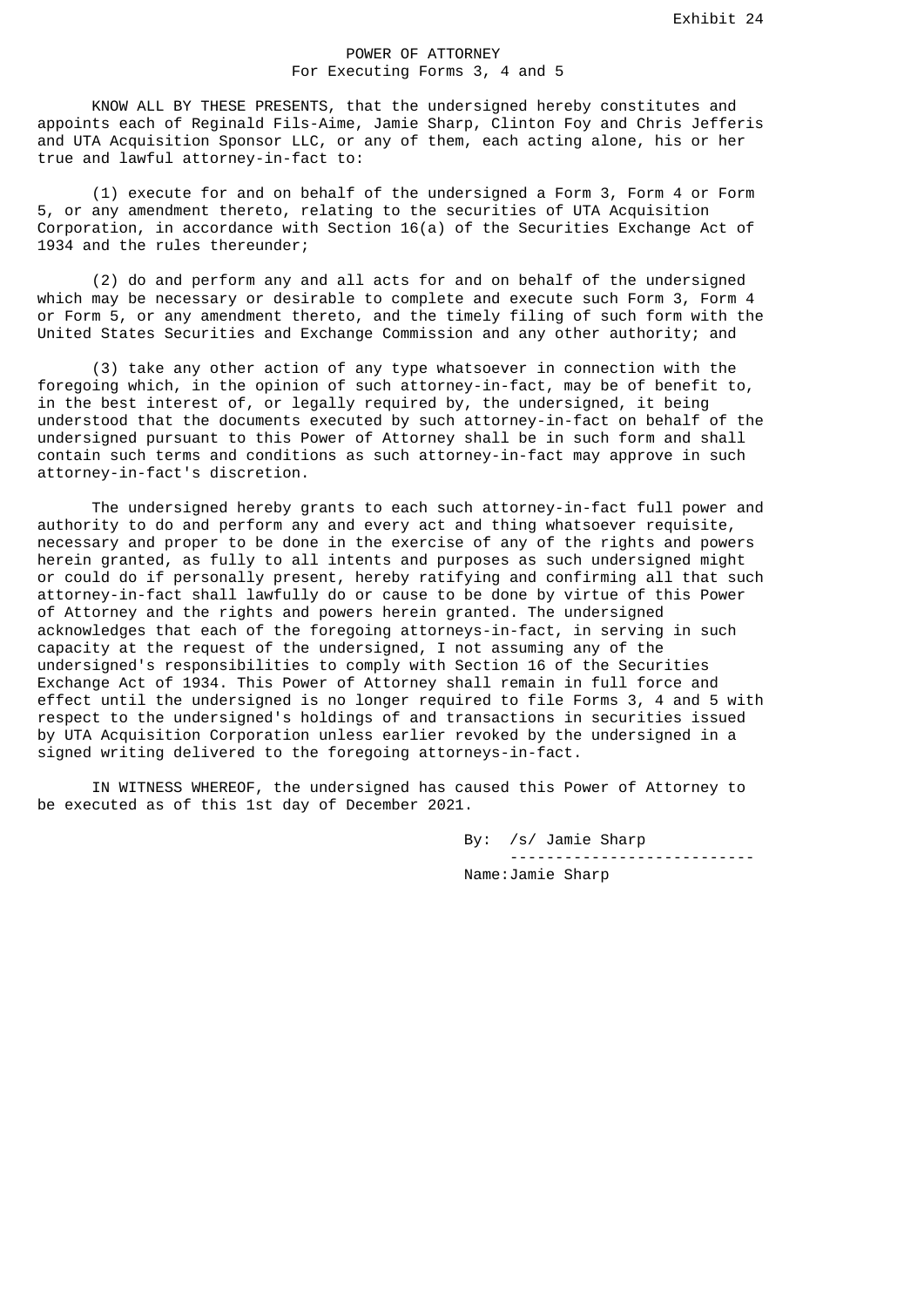Exhibit 24

POWER OF ATTORNEY
For Executing Forms 3, 4 and 5

KNOW ALL BY THESE PRESENTS, that the undersigned hereby constitutes and appoints each of Reginald Fils-Aime, Jamie Sharp, Clinton Foy and Chris Jefferis and UTA Acquisition Sponsor LLC, or any of them, each acting alone, his or her true and lawful attorney-in-fact to:

(1) execute for and on behalf of the undersigned a Form 3, Form 4 or Form 5, or any amendment thereto, relating to the securities of UTA Acquisition Corporation, in accordance with Section 16(a) of the Securities Exchange Act of 1934 and the rules thereunder;

(2) do and perform any and all acts for and on behalf of the undersigned which may be necessary or desirable to complete and execute such Form 3, Form 4 or Form 5, or any amendment thereto, and the timely filing of such form with the United States Securities and Exchange Commission and any other authority; and

(3) take any other action of any type whatsoever in connection with the foregoing which, in the opinion of such attorney-in-fact, may be of benefit to, in the best interest of, or legally required by, the undersigned, it being understood that the documents executed by such attorney-in-fact on behalf of the undersigned pursuant to this Power of Attorney shall be in such form and shall contain such terms and conditions as such attorney-in-fact may approve in such attorney-in-fact's discretion.

The undersigned hereby grants to each such attorney-in-fact full power and authority to do and perform any and every act and thing whatsoever requisite, necessary and proper to be done in the exercise of any of the rights and powers herein granted, as fully to all intents and purposes as such undersigned might or could do if personally present, hereby ratifying and confirming all that such attorney-in-fact shall lawfully do or cause to be done by virtue of this Power of Attorney and the rights and powers herein granted. The undersigned acknowledges that each of the foregoing attorneys-in-fact, in serving in such capacity at the request of the undersigned, I not assuming any of the undersigned's responsibilities to comply with Section 16 of the Securities Exchange Act of 1934. This Power of Attorney shall remain in full force and effect until the undersigned is no longer required to file Forms 3, 4 and 5 with respect to the undersigned's holdings of and transactions in securities issued by UTA Acquisition Corporation unless earlier revoked by the undersigned in a signed writing delivered to the foregoing attorneys-in-fact.

IN WITNESS WHEREOF, the undersigned has caused this Power of Attorney to be executed as of this 1st day of December 2021.

By: /s/ Jamie Sharp

Name: Jamie Sharp